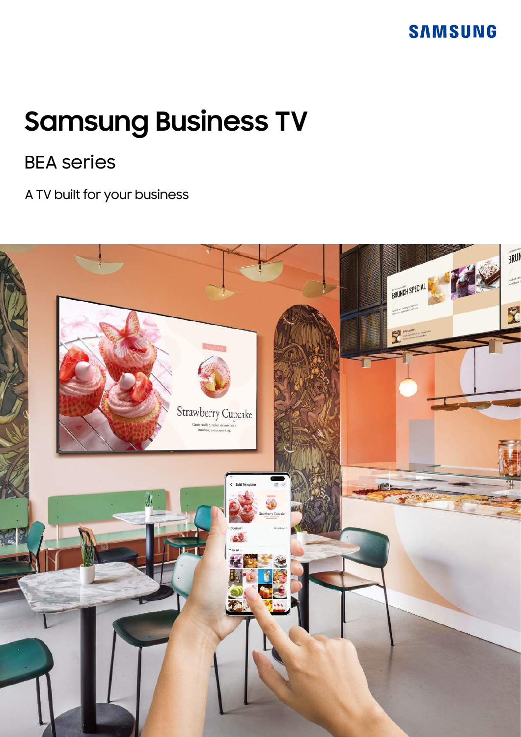SAMSUNG

# Samsung Business TV

## BEA series

A TV built for your business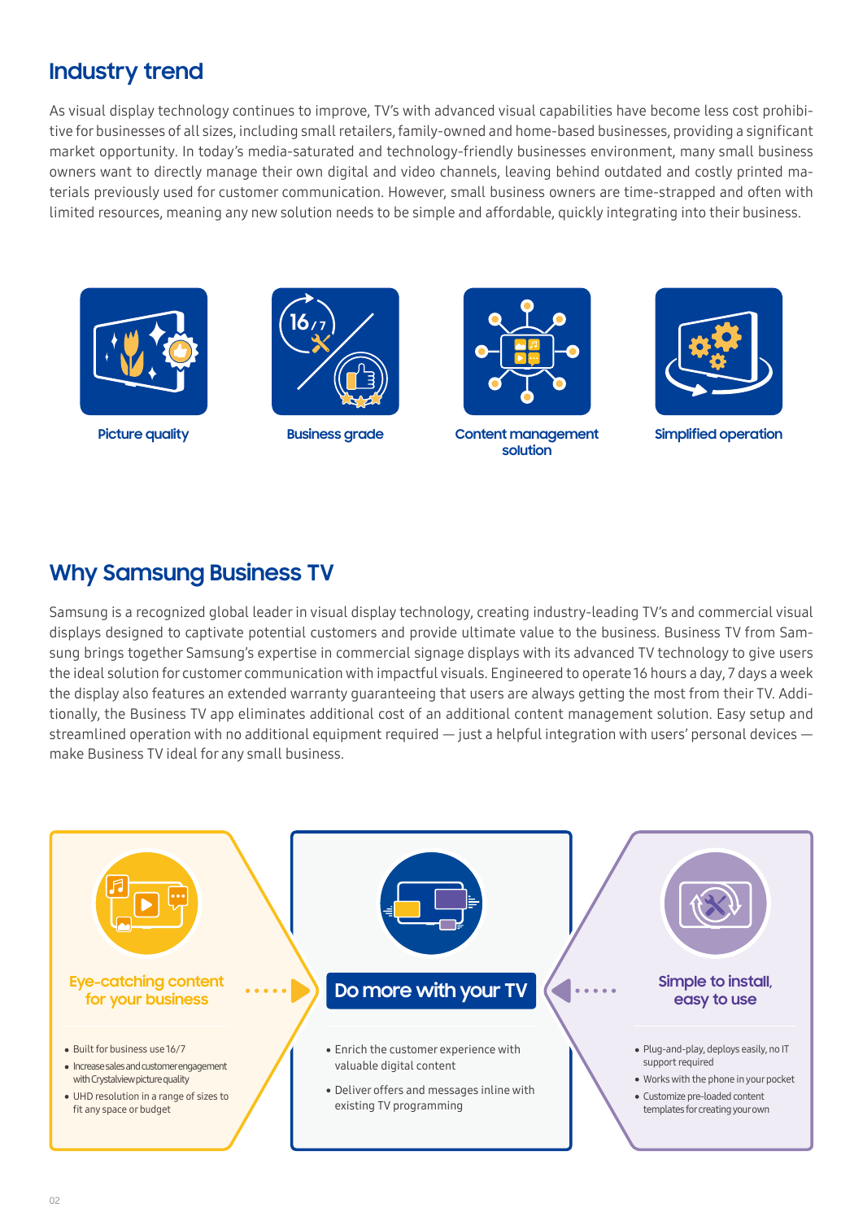## Industry trend

As visual display technology continues to improve, TV's with advanced visual capabilities have become less cost prohibitive for businesses of all sizes, including small retailers, family-owned and home-based businesses, providing a significant market opportunity. In today's media-saturated and technology-friendly businesses environment, many small business owners want to directly manage their own digital and video channels, leaving behind outdated and costly printed materials previously used for customer communication. However, small business owners are time-strapped and often with limited resources, meaning any new solution needs to be simple and affordable, quickly integrating into their business.

**Picture quality**

**Business grade**

**Content management solution**

**Simplified operation**

## Why Samsung Business TV

Samsung is a recognized global leader in visual display technology, creating industry-leading TV's and commercial visual displays designed to captivate potential customers and provide ultimate value to the business. Business TV from Samsung brings together Samsung's expertise in commercial signage displays with its advanced TV technology to give users the ideal solution for customer communication with impactful visuals. Engineered to operate 16 hours a day, 7 days a week the display also features an extended warranty guaranteeing that users are always getting the most from their TV. Additionally, the Business TV app eliminates additional cost of an additional content management solution. Easy setup and streamlined operation with no additional equipment required — just a helpful integration with users' personal devices — make Business TV ideal for any small business.

### Eye-catching content for your business

- Built for business use 16/7
- Increase sales and customer engagement with Crystalview picture quality
- UHD resolution in a range of sizes to fit any space or budget

### Do more with your TV

- Enrich the customer experience with valuable digital content
- Deliver offers and messages inline with existing TV programming

### Simple to install, easy to use

- Plug-and-play, deploys easily, no IT support required
- Works with the phone in your pocket
- Customize pre-loaded content templates for creating your own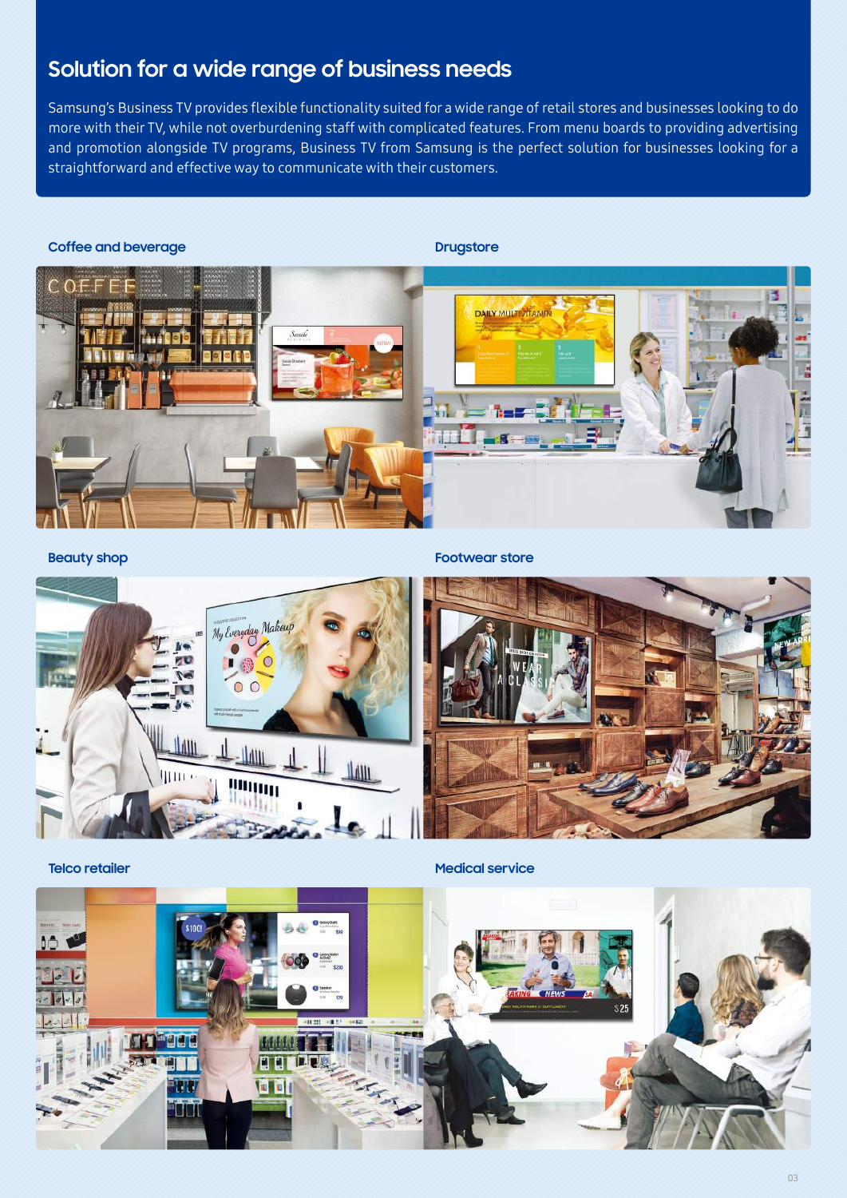## Solution for a wide range of business needs

Samsung's Business TV provides flexible functionality suited for a wide range of retail stores and businesses looking to do more with their TV, while not overburdening staff with complicated features. From menu boards to providing advertising and promotion alongside TV programs, Business TV from Samsung is the perfect solution for businesses looking for a straightforward and effective way to communicate with their customers.

### Coffee and beverage

### Drugstore

### Beauty shop

### Footwear store

### Telco retailer

### Medical service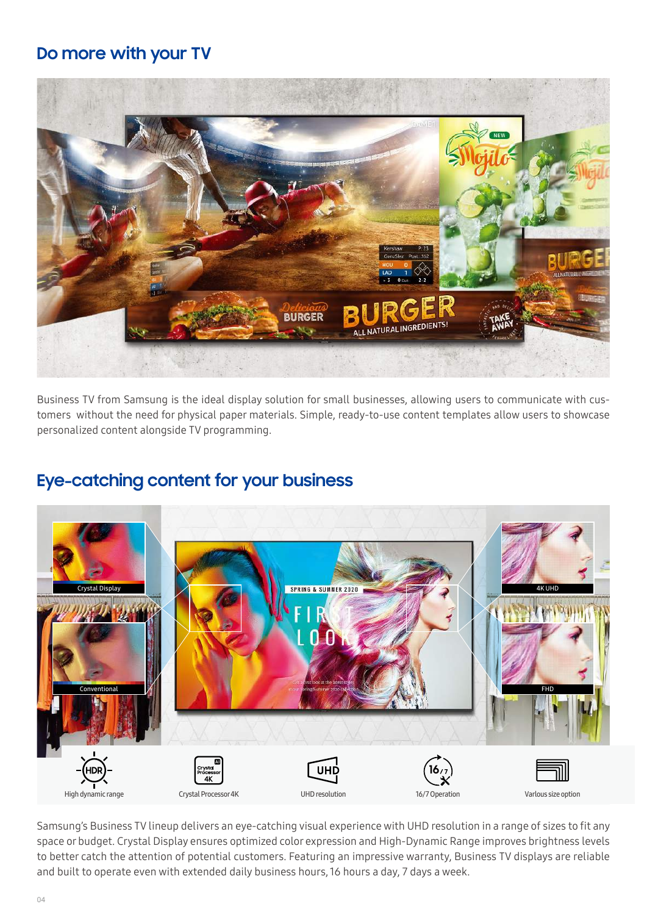## Do more with your TV

Business TV from Samsung is the ideal display solution for small businesses, allowing users to communicate with customers without the need for physical paper materials. Simple, ready-to-use content templates allow users to showcase personalized content alongside TV programming.

## Eye-catching content for your business

High dynamic range

Crystal Processor 4K

UHD resolution

16/7 Operation

Various size option

Samsung's Business TV lineup delivers an eye-catching visual experience with UHD resolution in a range of sizes to fit any space or budget. Crystal Display ensures optimized color expression and High-Dynamic Range improves brightness levels to better catch the attention of potential customers. Featuring an impressive warranty, Business TV displays are reliable and built to operate even with extended daily business hours, 16 hours a day, 7 days a week.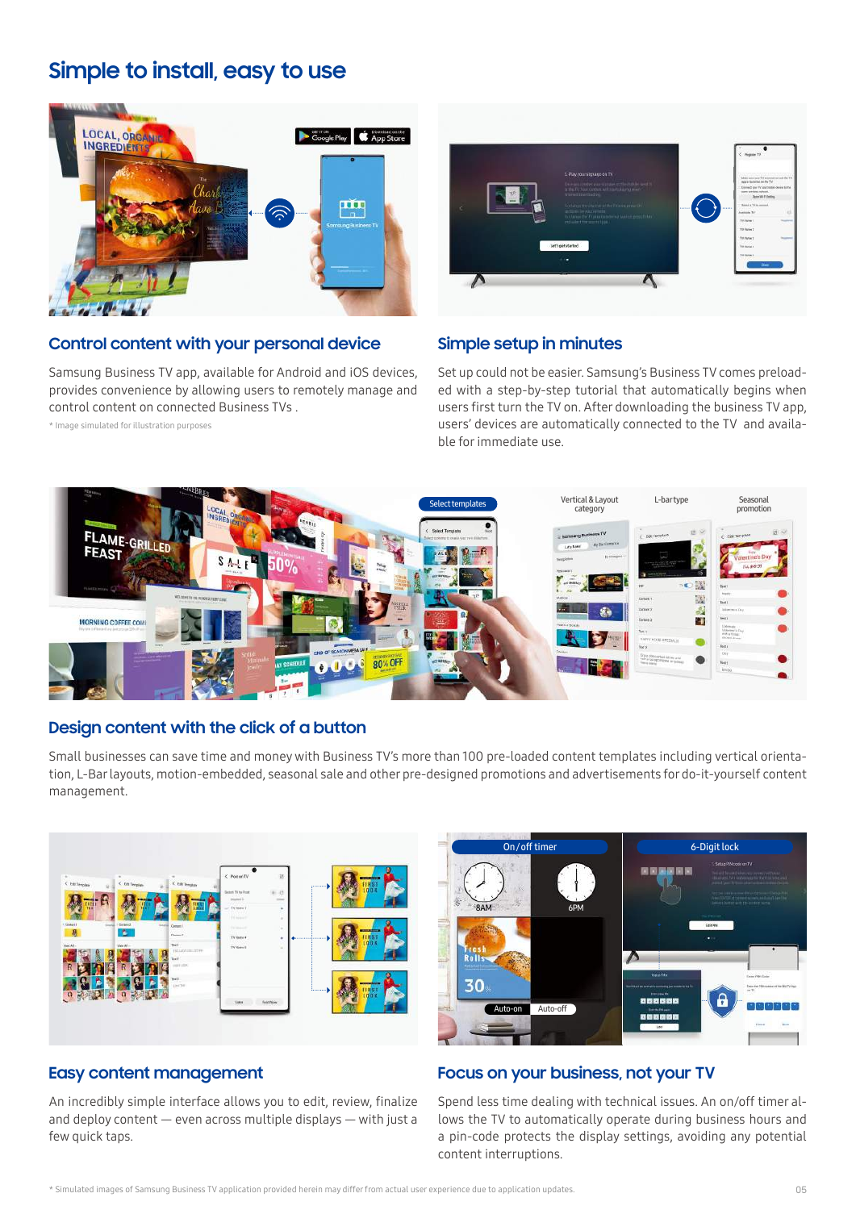# Simple to install, easy to use

## Control content with your personal device

Samsung Business TV app, available for Android and iOS devices, provides convenience by allowing users to remotely manage and control content on connected Business TVs .

* Image simulated for illustration purposes

## Simple setup in minutes

Set up could not be easier. Samsung's Business TV comes preloaded with a step-by-step tutorial that automatically begins when users first turn the TV on. After downloading the business TV app, users' devices are automatically connected to the TV and available for immediate use.

## Design content with the click of a button

Small businesses can save time and money with Business TV's more than 100 pre-loaded content templates including vertical orientation, L-Bar layouts, motion-embedded, seasonal sale and other pre-designed promotions and advertisements for do-it-yourself content management.

## Easy content management

An incredibly simple interface allows you to edit, review, finalize and deploy content — even across multiple displays — with just a few quick taps.

## Focus on your business, not your TV

Spend less time dealing with technical issues. An on/off timer allows the TV to automatically operate during business hours and a pin-code protects the display settings, avoiding any potential content interruptions.

* Simulated images of Samsung Business TV application provided herein may differ from actual user experience due to application updates.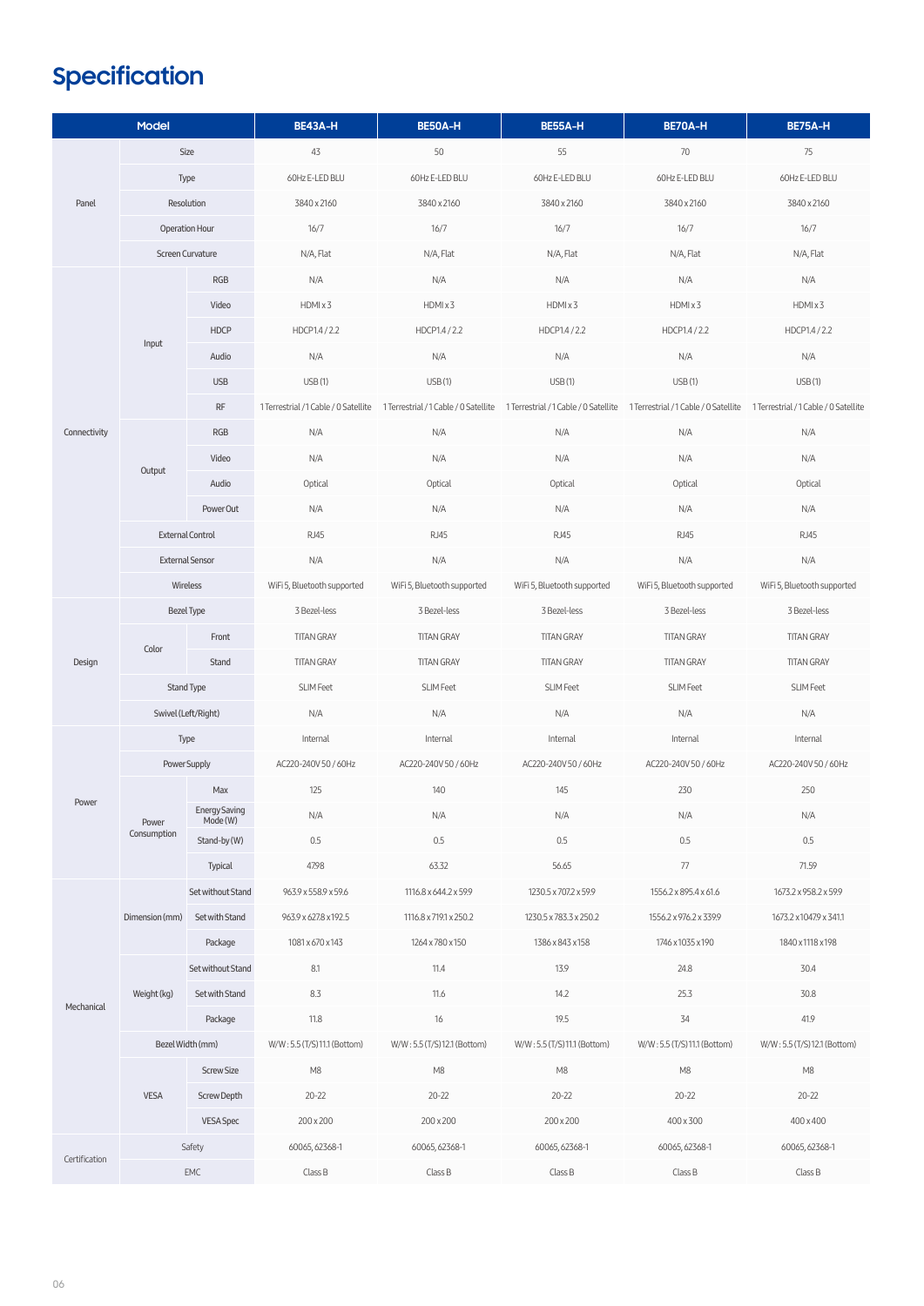# Specification

| Model | | | BE43A-H | BE50A-H | BE55A-H | BE70A-H | BE75A-H |
|---|---|---|---|---|---|---|---|
| Panel | Size | | 43 | 50 | 55 | 70 | 75 |
| | Type | | 60Hz E-LED BLU | 60Hz E-LED BLU | 60Hz E-LED BLU | 60Hz E-LED BLU | 60Hz E-LED BLU |
| | Resolution | | 3840 x 2160 | 3840 x 2160 | 3840 x 2160 | 3840 x 2160 | 3840 x 2160 |
| | Operation Hour | | 16/7 | 16/7 | 16/7 | 16/7 | 16/7 |
| | Screen Curvature | | N/A, Flat | N/A, Flat | N/A, Flat | N/A, Flat | N/A, Flat |
| Connectivity | Input | RGB | N/A | N/A | N/A | N/A | N/A |
| | | Video | HDMI x 3 | HDMI x 3 | HDMI x 3 | HDMI x 3 | HDMI x 3 |
| | | HDCP | HDCP1.4 / 2.2 | HDCP1.4 / 2.2 | HDCP1.4 / 2.2 | HDCP1.4 / 2.2 | HDCP1.4 / 2.2 |
| | | Audio | N/A | N/A | N/A | N/A | N/A |
| | | USB | USB (1) | USB (1) | USB (1) | USB (1) | USB (1) |
| | | RF | 1 Terrestrial / 1 Cable / 0 Satellite | 1 Terrestrial / 1 Cable / 0 Satellite | 1 Terrestrial / 1 Cable / 0 Satellite | 1 Terrestrial / 1 Cable / 0 Satellite | 1 Terrestrial / 1 Cable / 0 Satellite |
| | Output | RGB | N/A | N/A | N/A | N/A | N/A |
| | | Video | N/A | N/A | N/A | N/A | N/A |
| | | Audio | Optical | Optical | Optical | Optical | Optical |
| | | Power Out | N/A | N/A | N/A | N/A | N/A |
| | External Control | | RJ45 | RJ45 | RJ45 | RJ45 | RJ45 |
| | External Sensor | | N/A | N/A | N/A | N/A | N/A |
| | Wireless | | WiFi 5, Bluetooth supported | WiFi 5, Bluetooth supported | WiFi 5, Bluetooth supported | WiFi 5, Bluetooth supported | WiFi 5, Bluetooth supported |
| Design | Bezel Type | | 3 Bezel-less | 3 Bezel-less | 3 Bezel-less | 3 Bezel-less | 3 Bezel-less |
| | Color | Front | TITAN GRAY | TITAN GRAY | TITAN GRAY | TITAN GRAY | TITAN GRAY |
| | | Stand | TITAN GRAY | TITAN GRAY | TITAN GRAY | TITAN GRAY | TITAN GRAY |
| | Stand Type | | SLIM Feet | SLIM Feet | SLIM Feet | SLIM Feet | SLIM Feet |
| | Swivel (Left/Right) | | N/A | N/A | N/A | N/A | N/A |
| Power | Type | | Internal | Internal | Internal | Internal | Internal |
| | Power Supply | | AC220-240V 50 / 60Hz | AC220-240V 50 / 60Hz | AC220-240V 50 / 60Hz | AC220-240V 50 / 60Hz | AC220-240V 50 / 60Hz |
| | Power Consumption | Max | 125 | 140 | 145 | 230 | 250 |
| | | Energy Saving Mode (W) | N/A | N/A | N/A | N/A | N/A |
| | | Stand-by (W) | 0.5 | 0.5 | 0.5 | 0.5 | 0.5 |
| | | Typical | 47.98 | 63.32 | 56.65 | 77 | 71.59 |
| Mechanical | Dimension (mm) | Set without Stand | 963.9 x 558.9 x 59.6 | 1116.8 x 644.2 x 59.9 | 1230.5 x 707.2 x 59.9 | 1556.2 x 895.4 x 61.6 | 1673.2 x 958.2 x 59.9 |
| | | Set with Stand | 963.9 x 627.8 x 192.5 | 1116.8 x 719.1 x 250.2 | 1230.5 x 783.3 x 250.2 | 1556.2 x 976.2 x 339.9 | 1673.2 x 1047.9 x 341.1 |
| | | Package | 1081 x 670 x 143 | 1264 x 780 x 150 | 1386 x 843 x 158 | 1746 x 1035 x 190 | 1840 x 1118 x 198 |
| | Weight (kg) | Set without Stand | 8.1 | 11.4 | 13.9 | 24.8 | 30.4 |
| | | Set with Stand | 8.3 | 11.6 | 14.2 | 25.3 | 30.8 |
| | | Package | 11.8 | 16 | 19.5 | 34 | 41.9 |
| | Bezel Width (mm) | | W/W : 5.5 (T/S) 11.1 (Bottom) | W/W : 5.5 (T/S) 12.1 (Bottom) | W/W : 5.5 (T/S) 11.1 (Bottom) | W/W : 5.5 (T/S) 11.1 (Bottom) | W/W : 5.5 (T/S) 12.1 (Bottom) |
| | VESA | Screw Size | M8 | M8 | M8 | M8 | M8 |
| | | Screw Depth | 20-22 | 20-22 | 20-22 | 20-22 | 20-22 |
| | | VESA Spec | 200 x 200 | 200 x 200 | 200 x 200 | 400 x 300 | 400 x 400 |
| Certification | Safety | | 60065, 62368-1 | 60065, 62368-1 | 60065, 62368-1 | 60065, 62368-1 | 60065, 62368-1 |
| | EMC | | Class B | Class B | Class B | Class B | Class B |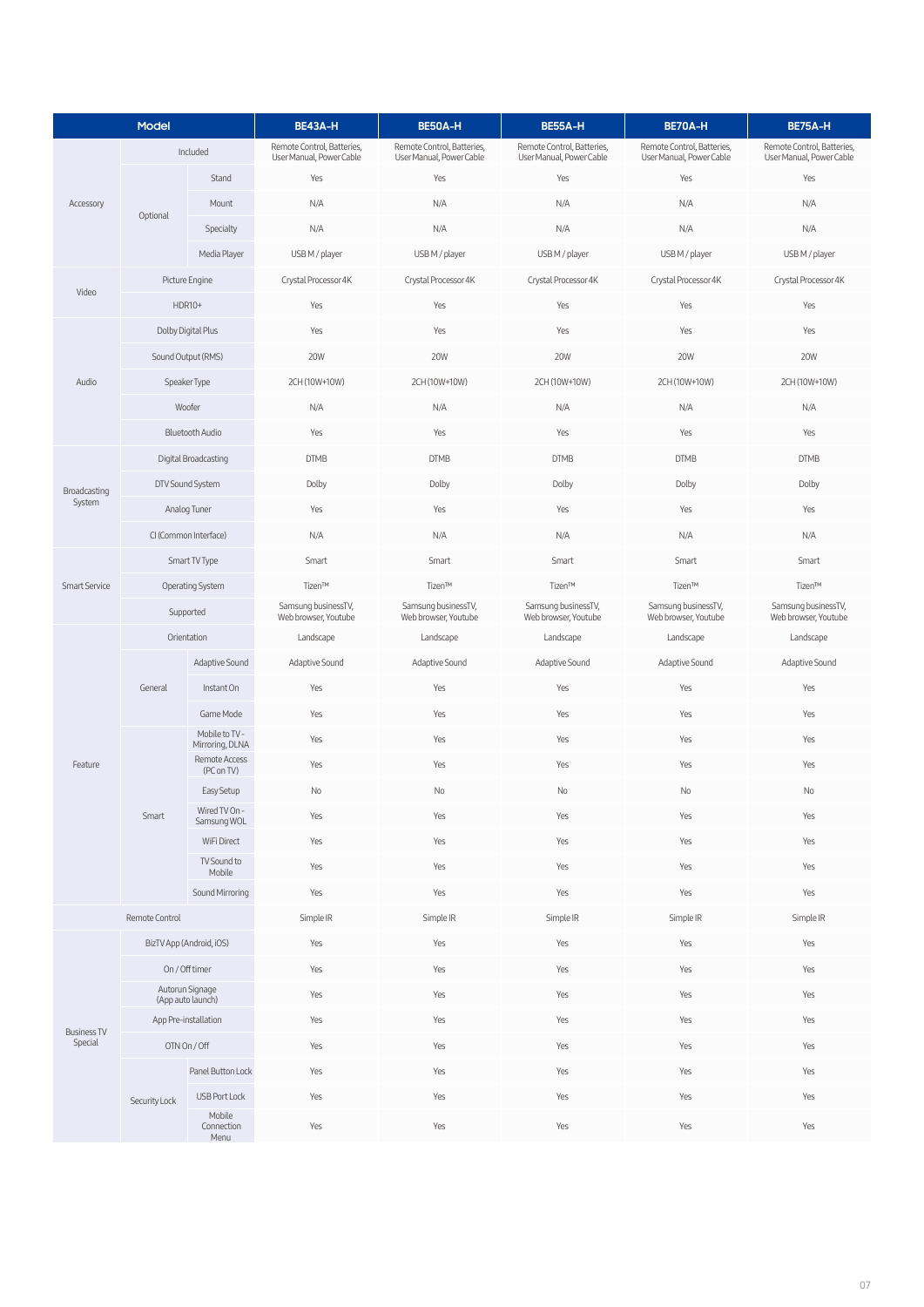| Model | | | BE43A-H | BE50A-H | BE55A-H | BE70A-H | BE75A-H |
|---|---|---|---|---|---|---|---|
| Accessory | Included | | Remote Control, Batteries, User Manual, Power Cable | Remote Control, Batteries, User Manual, Power Cable | Remote Control, Batteries, User Manual, Power Cable | Remote Control, Batteries, User Manual, Power Cable | Remote Control, Batteries, User Manual, Power Cable |
| | Optional | Stand | Yes | Yes | Yes | Yes | Yes |
| | | Mount | N/A | N/A | N/A | N/A | N/A |
| | | Specialty | N/A | N/A | N/A | N/A | N/A |
| | | Media Player | USB M / player | USB M / player | USB M / player | USB M / player | USB M / player |
| Video | Picture Engine | | Crystal Processor 4K | Crystal Processor 4K | Crystal Processor 4K | Crystal Processor 4K | Crystal Processor 4K |
| | HDR10+ | | Yes | Yes | Yes | Yes | Yes |
| Audio | Dolby Digital Plus | | Yes | Yes | Yes | Yes | Yes |
| | Sound Output (RMS) | | 20W | 20W | 20W | 20W | 20W |
| | Speaker Type | | 2CH (10W+10W) | 2CH (10W+10W) | 2CH (10W+10W) | 2CH (10W+10W) | 2CH (10W+10W) |
| | Woofer | | N/A | N/A | N/A | N/A | N/A |
| | Bluetooth Audio | | Yes | Yes | Yes | Yes | Yes |
| Broadcasting System | Digital Broadcasting | | DTMB | DTMB | DTMB | DTMB | DTMB |
| | DTV Sound System | | Dolby | Dolby | Dolby | Dolby | Dolby |
| | Analog Tuner | | Yes | Yes | Yes | Yes | Yes |
| | CI (Common Interface) | | N/A | N/A | N/A | N/A | N/A |
| Smart Service | Smart TV Type | | Smart | Smart | Smart | Smart | Smart |
| | Operating System | | Tizen™ | Tizen™ | Tizen™ | Tizen™ | Tizen™ |
| | Supported | | Samsung businessTV, Web browser, Youtube | Samsung businessTV, Web browser, Youtube | Samsung businessTV, Web browser, Youtube | Samsung businessTV, Web browser, Youtube | Samsung businessTV, Web browser, Youtube |
| Feature | Orientation | | Landscape | Landscape | Landscape | Landscape | Landscape |
| | General | Adaptive Sound | Adaptive Sound | Adaptive Sound | Adaptive Sound | Adaptive Sound | Adaptive Sound |
| | | Instant On | Yes | Yes | Yes | Yes | Yes |
| | | Game Mode | Yes | Yes | Yes | Yes | Yes |
| | Smart | Mobile to TV - Mirroring, DLNA | Yes | Yes | Yes | Yes | Yes |
| | | Remote Access (PC on TV) | Yes | Yes | Yes | Yes | Yes |
| | | Easy Setup | No | No | No | No | No |
| | | Wired TV On - Samsung WOL | Yes | Yes | Yes | Yes | Yes |
| | | WiFi Direct | Yes | Yes | Yes | Yes | Yes |
| | | TV Sound to Mobile | Yes | Yes | Yes | Yes | Yes |
| | | Sound Mirroring | Yes | Yes | Yes | Yes | Yes |
| Remote Control | | | Simple IR | Simple IR | Simple IR | Simple IR | Simple IR |
| Business TV Special | BizTV App (Android, iOS) | | Yes | Yes | Yes | Yes | Yes |
| | On / Off timer | | Yes | Yes | Yes | Yes | Yes |
| | Autorun Signage (App auto launch) | | Yes | Yes | Yes | Yes | Yes |
| | App Pre-installation | | Yes | Yes | Yes | Yes | Yes |
| | OTN On / Off | | Yes | Yes | Yes | Yes | Yes |
| | Security Lock | Panel Button Lock | Yes | Yes | Yes | Yes | Yes |
| | | USB Port Lock | Yes | Yes | Yes | Yes | Yes |
| | | Mobile Connection Menu | Yes | Yes | Yes | Yes | Yes |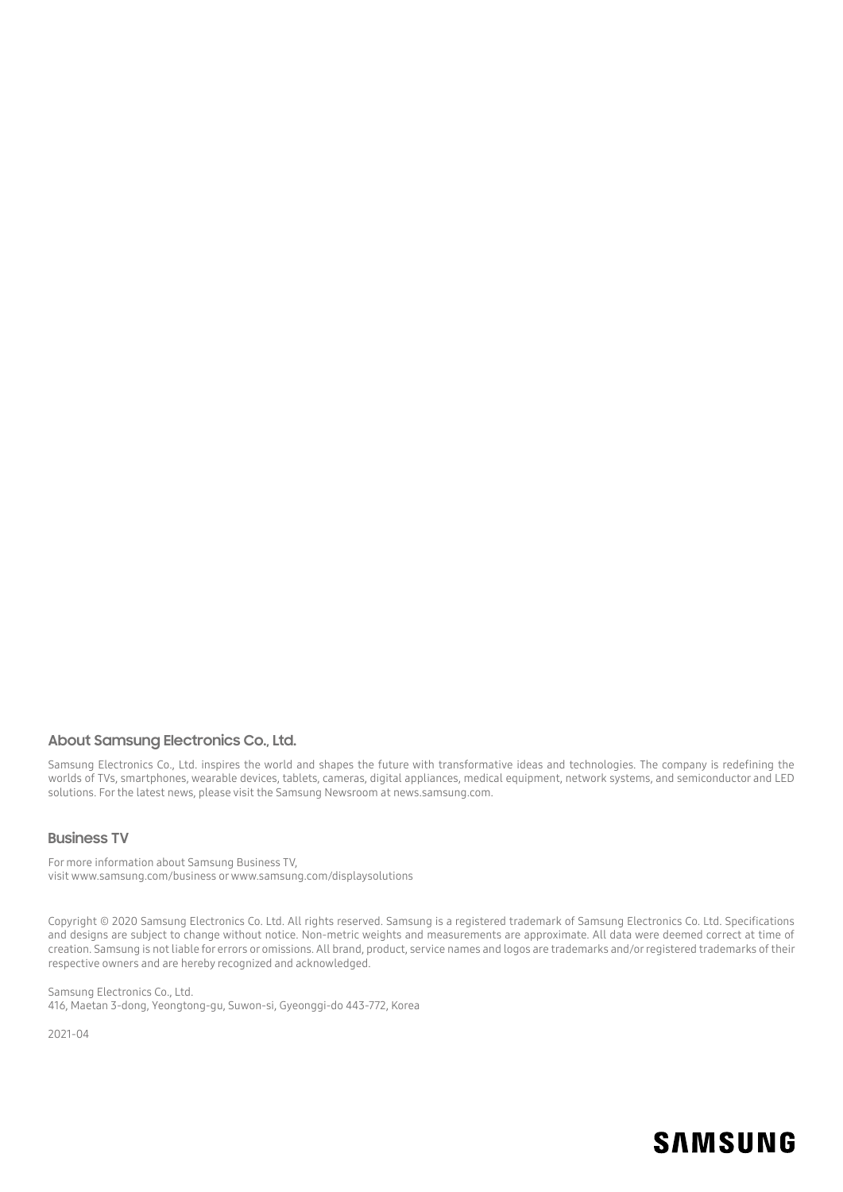## About Samsung Electronics Co., Ltd.

Samsung Electronics Co., Ltd. inspires the world and shapes the future with transformative ideas and technologies. The company is redefining the worlds of TVs, smartphones, wearable devices, tablets, cameras, digital appliances, medical equipment, network systems, and semiconductor and LED solutions. For the latest news, please visit the Samsung Newsroom at news.samsung.com.

## Business TV

For more information about Samsung Business TV,
visit www.samsung.com/business or www.samsung.com/displaysolutions

Copyright © 2020 Samsung Electronics Co. Ltd. All rights reserved. Samsung is a registered trademark of Samsung Electronics Co. Ltd. Specifications and designs are subject to change without notice. Non-metric weights and measurements are approximate. All data were deemed correct at time of creation. Samsung is not liable for errors or omissions. All brand, product, service names and logos are trademarks and/or registered trademarks of their respective owners and are hereby recognized and acknowledged.

Samsung Electronics Co., Ltd.
416, Maetan 3-dong, Yeongtong-gu, Suwon-si, Gyeonggi-do 443-772, Korea

2021-04

SAMSUNG